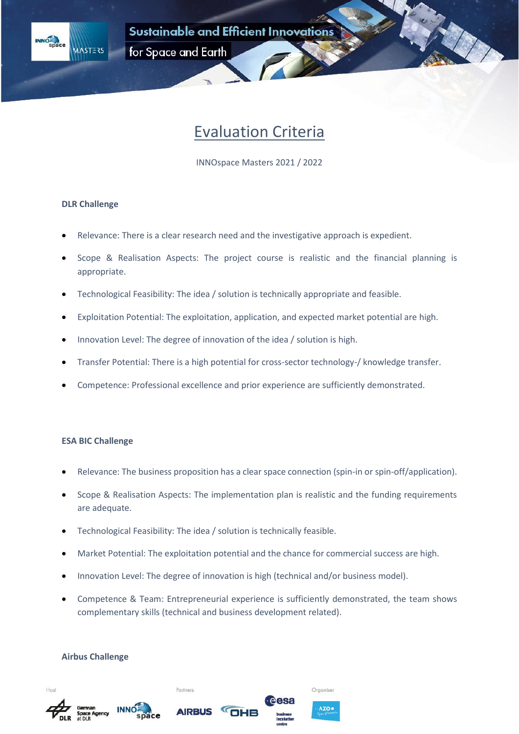# Evaluation Criteria

INNOspace Masters 2021 / 2022

### DLR Challenge

- Relevance: There is a clear research need and the investigative approach is expedient.
- Scope & Realisation Aspects: The project course is realistic and the financial planning is appropriate.
- Technological Feasibility: The idea / solution is technically appropriate and feasible.
- Exploitation Potential: The exploitation, application, and expected market potential are high.
- Innovation Level: The degree of innovation of the idea / solution is high.
- Transfer Potential: There is a high potential for cross-sector technology-/ knowledge transfer.
- Competence: Professional excellence and prior experience are sufficiently demonstrated.

### ESA BIC Challenge

- Relevance: The business proposition has a clear space connection (spin-in or spin-off/application).
- Scope & Realisation Aspects: The implementation plan is realistic and the funding requirements are adequate.
- Technological Feasibility: The idea / solution is technically feasible.
- Market Potential: The exploitation potential and the chance for commercial success are high.
- Innovation Level: The degree of innovation is high (technical and/or business model).
- Competence & Team: Entrepreneurial experience is sufficiently demonstrated, the team shows complementary skills (technical and business development related).

### Airbus Challenge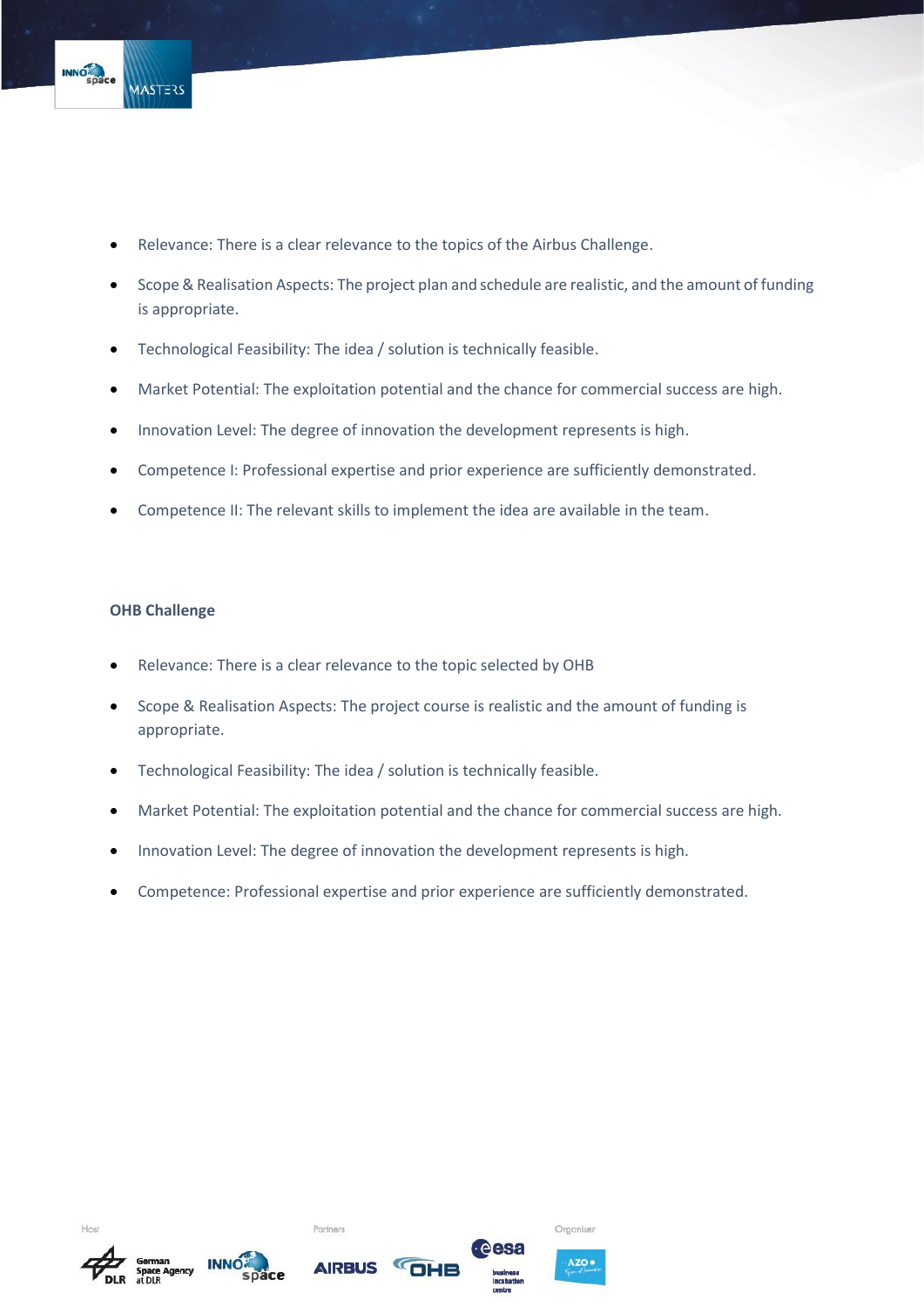- Relevance: There is a clear relevance to the topics of the Airbus Challenge.
- Scope & Realisation Aspects: The project plan and schedule are realistic, and the amount of funding is appropriate.
- Technological Feasibility: The idea / solution is technically feasible.
- Market Potential: The exploitation potential and the chance for commercial success are high.
- Innovation Level: The degree of innovation the development represents is high.
- Competence I: Professional expertise and prior experience are sufficiently demonstrated.
- Competence II: The relevant skills to implement the idea are available in the team.

**OHB Challenge**

- Relevance: There is a clear relevance to the topic selected by OHB
- Scope & Realisation Aspects: The project course is realistic and the amount of funding is appropriate.
- Technological Feasibility: The idea / solution is technically feasible.
- Market Potential: The exploitation potential and the chance for commercial success are high.
- Innovation Level: The degree of innovation the development represents is high.
- Competence: Professional expertise and prior experience are sufficiently demonstrated.